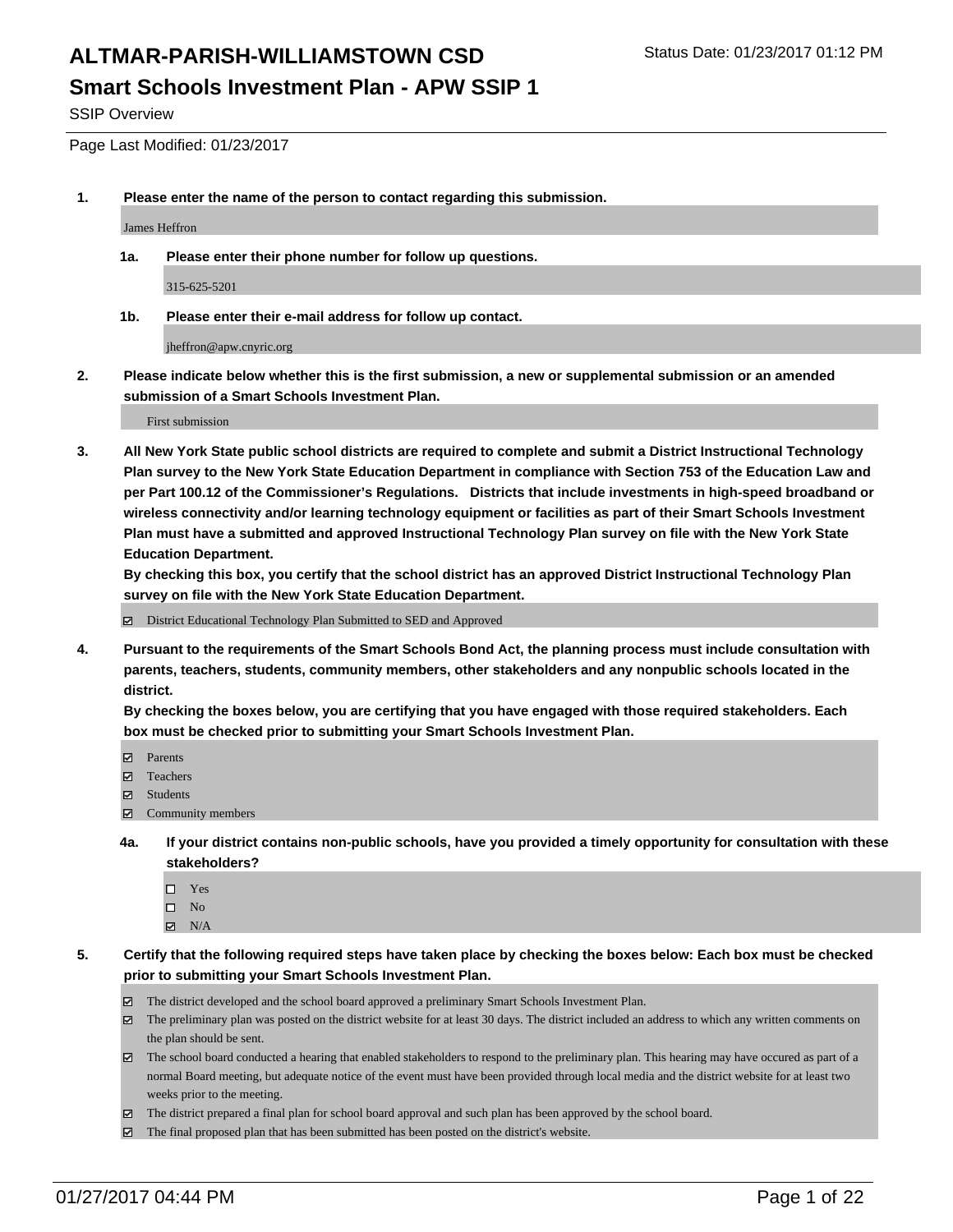# ALTMAR-PARISH-WILLIAMSTOWN CSD

Status Date: 01/23/2017 01:12 PM

## Smart Schools Investment Plan - APW SSIP 1

SSIP Overview

Page Last Modified: 01/23/2017

**1. Please enter the name of the person to contact regarding this submission.**

James Heffron

**1a. Please enter their phone number for follow up questions.**

315-625-5201

**1b. Please enter their e-mail address for follow up contact.**

jheffron@apw.cnyric.org

**2. Please indicate below whether this is the first submission, a new or supplemental submission or an amended submission of a Smart Schools Investment Plan.**

First submission

**3. All New York State public school districts are required to complete and submit a District Instructional Technology Plan survey to the New York State Education Department in compliance with Section 753 of the Education Law and per Part 100.12 of the Commissioner's Regulations. Districts that include investments in high-speed broadband or wireless connectivity and/or learning technology equipment or facilities as part of their Smart Schools Investment Plan must have a submitted and approved Instructional Technology Plan survey on file with the New York State Education Department.**
**By checking this box, you certify that the school district has an approved District Instructional Technology Plan survey on file with the New York State Education Department.**

- [x] District Educational Technology Plan Submitted to SED and Approved

**4. Pursuant to the requirements of the Smart Schools Bond Act, the planning process must include consultation with parents, teachers, students, community members, other stakeholders and any nonpublic schools located in the district.**
**By checking the boxes below, you are certifying that you have engaged with those required stakeholders. Each box must be checked prior to submitting your Smart Schools Investment Plan.**

- [x] Parents
- [x] Teachers
- [x] Students
- [x] Community members

**4a. If your district contains non-public schools, have you provided a timely opportunity for consultation with these stakeholders?**

- [ ] Yes
- [ ] No
- [x] N/A

**5. Certify that the following required steps have taken place by checking the boxes below: Each box must be checked prior to submitting your Smart Schools Investment Plan.**

- [x] The district developed and the school board approved a preliminary Smart Schools Investment Plan.
- [x] The preliminary plan was posted on the district website for at least 30 days. The district included an address to which any written comments on the plan should be sent.
- [x] The school board conducted a hearing that enabled stakeholders to respond to the preliminary plan. This hearing may have occured as part of a normal Board meeting, but adequate notice of the event must have been provided through local media and the district website for at least two weeks prior to the meeting.
- [x] The district prepared a final plan for school board approval and such plan has been approved by the school board.
- [x] The final proposed plan that has been submitted has been posted on the district's website.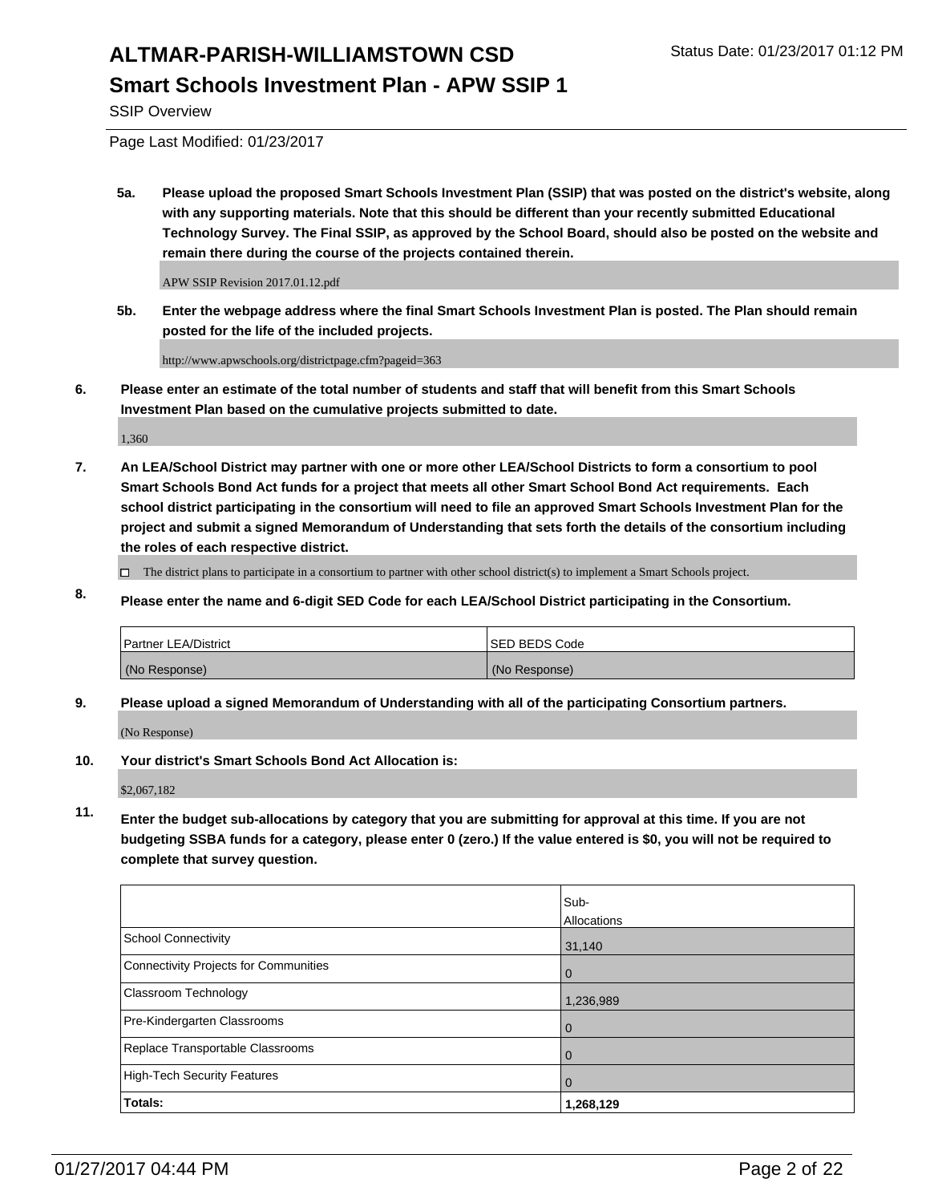# ALTMAR-PARISH-WILLIAMSTOWN CSD

Status Date: 01/23/2017 01:12 PM

## Smart Schools Investment Plan - APW SSIP 1

SSIP Overview

Page Last Modified: 01/23/2017

**5a. Please upload the proposed Smart Schools Investment Plan (SSIP) that was posted on the district's website, along with any supporting materials. Note that this should be different than your recently submitted Educational Technology Survey. The Final SSIP, as approved by the School Board, should also be posted on the website and remain there during the course of the projects contained therein.**

APW SSIP Revision 2017.01.12.pdf

**5b. Enter the webpage address where the final Smart Schools Investment Plan is posted. The Plan should remain posted for the life of the included projects.**

http://www.apwschools.org/districtpage.cfm?pageid=363

**6. Please enter an estimate of the total number of students and staff that will benefit from this Smart Schools Investment Plan based on the cumulative projects submitted to date.**

1,360

**7. An LEA/School District may partner with one or more other LEA/School Districts to form a consortium to pool Smart Schools Bond Act funds for a project that meets all other Smart School Bond Act requirements. Each school district participating in the consortium will need to file an approved Smart Schools Investment Plan for the project and submit a signed Memorandum of Understanding that sets forth the details of the consortium including the roles of each respective district.**

☐ The district plans to participate in a consortium to partner with other school district(s) to implement a Smart Schools project.

**8. Please enter the name and 6-digit SED Code for each LEA/School District participating in the Consortium.**

| Partner LEA/District | SED BEDS Code |
|---|---|
| (No Response) | (No Response) |

**9. Please upload a signed Memorandum of Understanding with all of the participating Consortium partners.**

(No Response)

**10. Your district's Smart Schools Bond Act Allocation is:**

$2,067,182

**11. Enter the budget sub-allocations by category that you are submitting for approval at this time. If you are not budgeting SSBA funds for a category, please enter 0 (zero.) If the value entered is $0, you will not be required to complete that survey question.**

| | Sub-Allocations |
|---|---|
| School Connectivity | 31,140 |
| Connectivity Projects for Communities | 0 |
| Classroom Technology | 1,236,989 |
| Pre-Kindergarten Classrooms | 0 |
| Replace Transportable Classrooms | 0 |
| High-Tech Security Features | 0 |
| **Totals:** | **1,268,129** |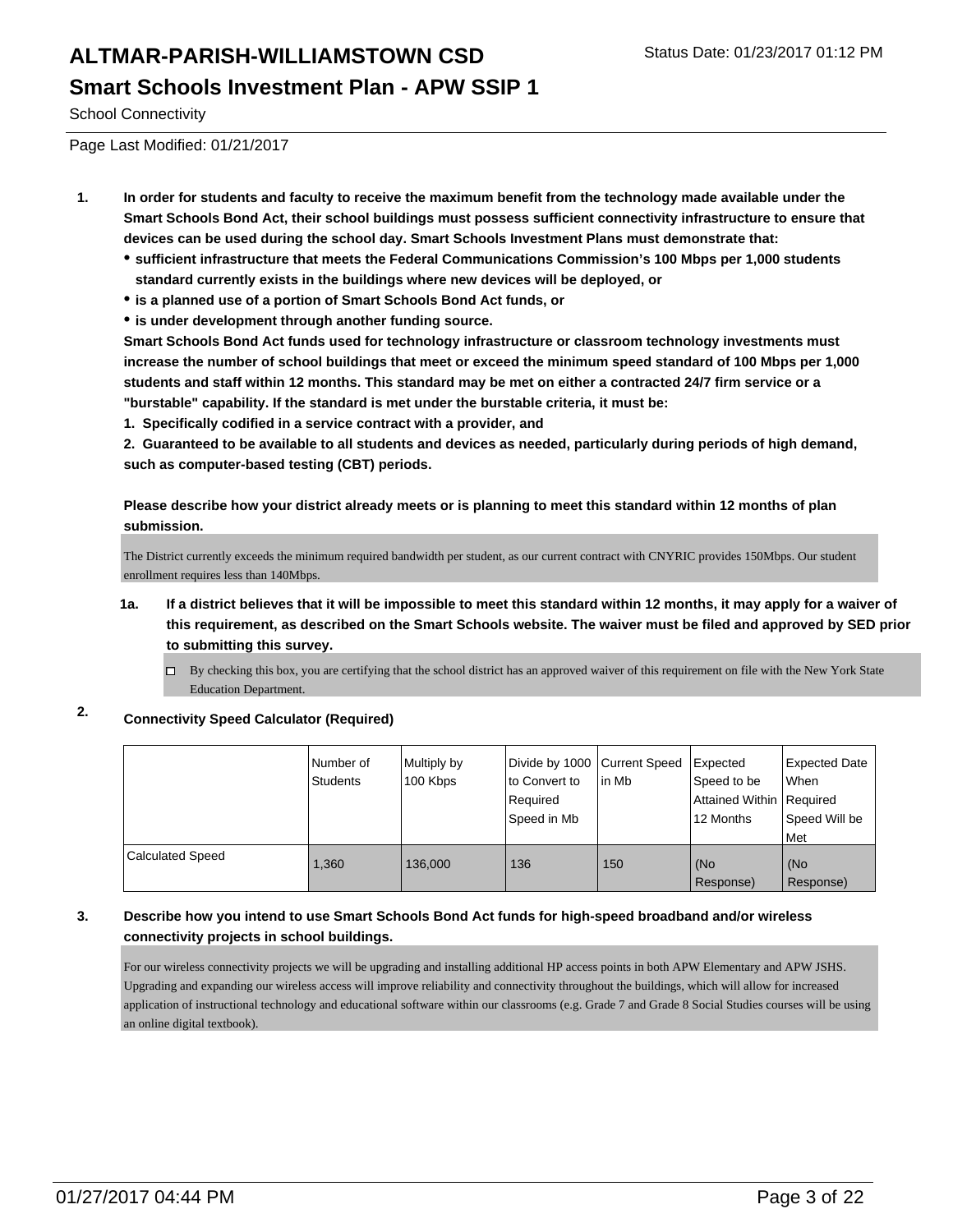# ALTMAR-PARISH-WILLIAMSTOWN CSD

Status Date: 01/23/2017 01:12 PM

## Smart Schools Investment Plan - APW SSIP 1

School Connectivity

Page Last Modified: 01/21/2017

1. **In order for students and faculty to receive the maximum benefit from the technology made available under the Smart Schools Bond Act, their school buildings must possess sufficient connectivity infrastructure to ensure that devices can be used during the school day. Smart Schools Investment Plans must demonstrate that:**
   - **sufficient infrastructure that meets the Federal Communications Commission's 100 Mbps per 1,000 students standard currently exists in the buildings where new devices will be deployed, or**
   - **is a planned use of a portion of Smart Schools Bond Act funds, or**
   - **is under development through another funding source.**

   **Smart Schools Bond Act funds used for technology infrastructure or classroom technology investments must increase the number of school buildings that meet or exceed the minimum speed standard of 100 Mbps per 1,000 students and staff within 12 months. This standard may be met on either a contracted 24/7 firm service or a "burstable" capability. If the standard is met under the burstable criteria, it must be:**

   **1. Specifically codified in a service contract with a provider, and**

   **2. Guaranteed to be available to all students and devices as needed, particularly during periods of high demand, such as computer-based testing (CBT) periods.**

   **Please describe how your district already meets or is planning to meet this standard within 12 months of plan submission.**

   The District currently exceeds the minimum required bandwidth per student, as our current contract with CNYRIC provides 150Mbps. Our student enrollment requires less than 140Mbps.

   1a. **If a district believes that it will be impossible to meet this standard within 12 months, it may apply for a waiver of this requirement, as described on the Smart Schools website. The waiver must be filed and approved by SED prior to submitting this survey.**

   ☐ By checking this box, you are certifying that the school district has an approved waiver of this requirement on file with the New York State Education Department.

2. **Connectivity Speed Calculator (Required)**

| | Number of Students | Multiply by 100 Kbps | Divide by 1000 to Convert to Required Speed in Mb | Current Speed in Mb | Expected Speed to be Attained Within 12 Months | Expected Date When Required Speed Will be Met |
|---|---|---|---|---|---|---|
| Calculated Speed | 1,360 | 136,000 | 136 | 150 | (No Response) | (No Response) |

3. **Describe how you intend to use Smart Schools Bond Act funds for high-speed broadband and/or wireless connectivity projects in school buildings.**

   For our wireless connectivity projects we will be upgrading and installing additional HP access points in both APW Elementary and APW JSHS. Upgrading and expanding our wireless access will improve reliability and connectivity throughout the buildings, which will allow for increased application of instructional technology and educational software within our classrooms (e.g. Grade 7 and Grade 8 Social Studies courses will be using an online digital textbook).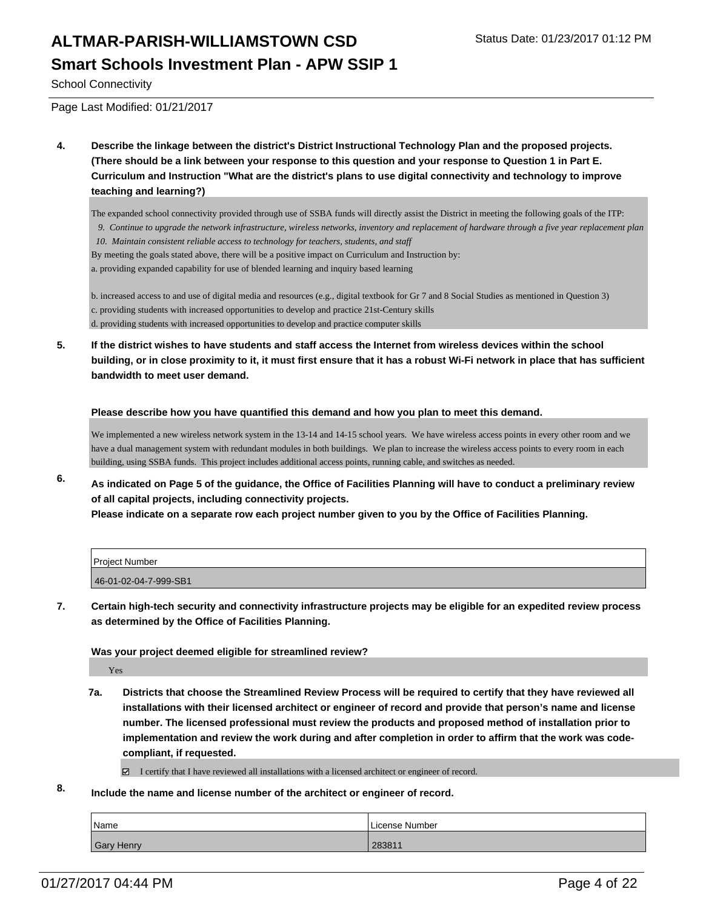# ALTMAR-PARISH-WILLIAMSTOWN CSD

## Smart Schools Investment Plan - APW SSIP 1

School Connectivity

Page Last Modified: 01/21/2017

**4. Describe the linkage between the district's District Instructional Technology Plan and the proposed projects. (There should be a link between your response to this question and your response to Question 1 in Part E. Curriculum and Instruction "What are the district's plans to use digital connectivity and technology to improve teaching and learning?)**

The expanded school connectivity provided through use of SSBA funds will directly assist the District in meeting the following goals of the ITP:

*9. Continue to upgrade the network infrastructure, wireless networks, inventory and replacement of hardware through a five year replacement plan*

*10. Maintain consistent reliable access to technology for teachers, students, and staff*

By meeting the goals stated above, there will be a positive impact on Curriculum and Instruction by:

a. providing expanded capability for use of blended learning and inquiry based learning

b. increased access to and use of digital media and resources (e.g., digital textbook for Gr 7 and 8 Social Studies as mentioned in Question 3)

c. providing students with increased opportunities to develop and practice 21st-Century skills

d. providing students with increased opportunities to develop and practice computer skills

**5. If the district wishes to have students and staff access the Internet from wireless devices within the school building, or in close proximity to it, it must first ensure that it has a robust Wi-Fi network in place that has sufficient bandwidth to meet user demand.**

**Please describe how you have quantified this demand and how you plan to meet this demand.**

We implemented a new wireless network system in the 13-14 and 14-15 school years. We have wireless access points in every other room and we have a dual management system with redundant modules in both buildings. We plan to increase the wireless access points to every room in each building, using SSBA funds. This project includes additional access points, running cable, and switches as needed.

**6. As indicated on Page 5 of the guidance, the Office of Facilities Planning will have to conduct a preliminary review of all capital projects, including connectivity projects.**
**Please indicate on a separate row each project number given to you by the Office of Facilities Planning.**

| Project Number |
| --- |
| 46-01-02-04-7-999-SB1 |

**7. Certain high-tech security and connectivity infrastructure projects may be eligible for an expedited review process as determined by the Office of Facilities Planning.**

**Was your project deemed eligible for streamlined review?**

Yes

**7a. Districts that choose the Streamlined Review Process will be required to certify that they have reviewed all installations with their licensed architect or engineer of record and provide that person's name and license number. The licensed professional must review the products and proposed method of installation prior to implementation and review the work during and after completion in order to affirm that the work was code-compliant, if requested.**

☑ I certify that I have reviewed all installations with a licensed architect or engineer of record.

**8. Include the name and license number of the architect or engineer of record.**

| Name | License Number |
| --- | --- |
| Gary Henry | 283811 |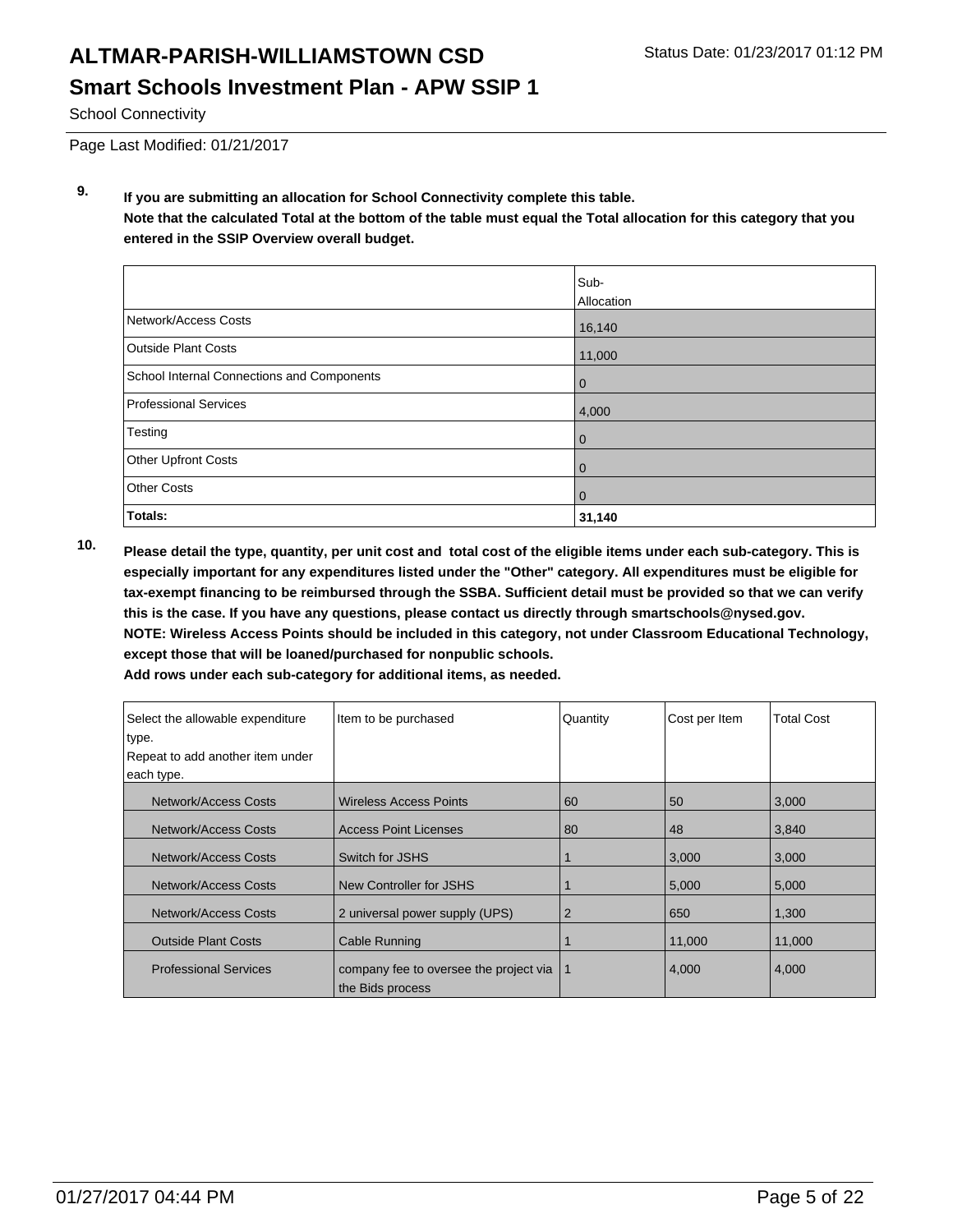**9. If you are submitting an allocation for School Connectivity complete this table.**
**Note that the calculated Total at the bottom of the table must equal the Total allocation for this category that you entered in the SSIP Overview overall budget.**

| | Sub-Allocation |
|---|---|
| Network/Access Costs | 16,140 |
| Outside Plant Costs | 11,000 |
| School Internal Connections and Components | 0 |
| Professional Services | 4,000 |
| Testing | 0 |
| Other Upfront Costs | 0 |
| Other Costs | 0 |
| **Totals:** | **31,140** |

**10. Please detail the type, quantity, per unit cost and total cost of the eligible items under each sub-category. This is especially important for any expenditures listed under the "Other" category. All expenditures must be eligible for tax-exempt financing to be reimbursed through the SSBA. Sufficient detail must be provided so that we can verify this is the case. If you have any questions, please contact us directly through smartschools@nysed.gov.**
**NOTE: Wireless Access Points should be included in this category, not under Classroom Educational Technology, except those that will be loaned/purchased for nonpublic schools.**
**Add rows under each sub-category for additional items, as needed.**

| Select the allowable expenditure type. Repeat to add another item under each type. | Item to be purchased | Quantity | Cost per Item | Total Cost |
|---|---|---|---|---|
| Network/Access Costs | Wireless Access Points | 60 | 50 | 3,000 |
| Network/Access Costs | Access Point Licenses | 80 | 48 | 3,840 |
| Network/Access Costs | Switch for JSHS | 1 | 3,000 | 3,000 |
| Network/Access Costs | New Controller for JSHS | 1 | 5,000 | 5,000 |
| Network/Access Costs | 2 universal power supply (UPS) | 2 | 650 | 1,300 |
| Outside Plant Costs | Cable Running | 1 | 11,000 | 11,000 |
| Professional Services | company fee to oversee the project via the Bids process | 1 | 4,000 | 4,000 |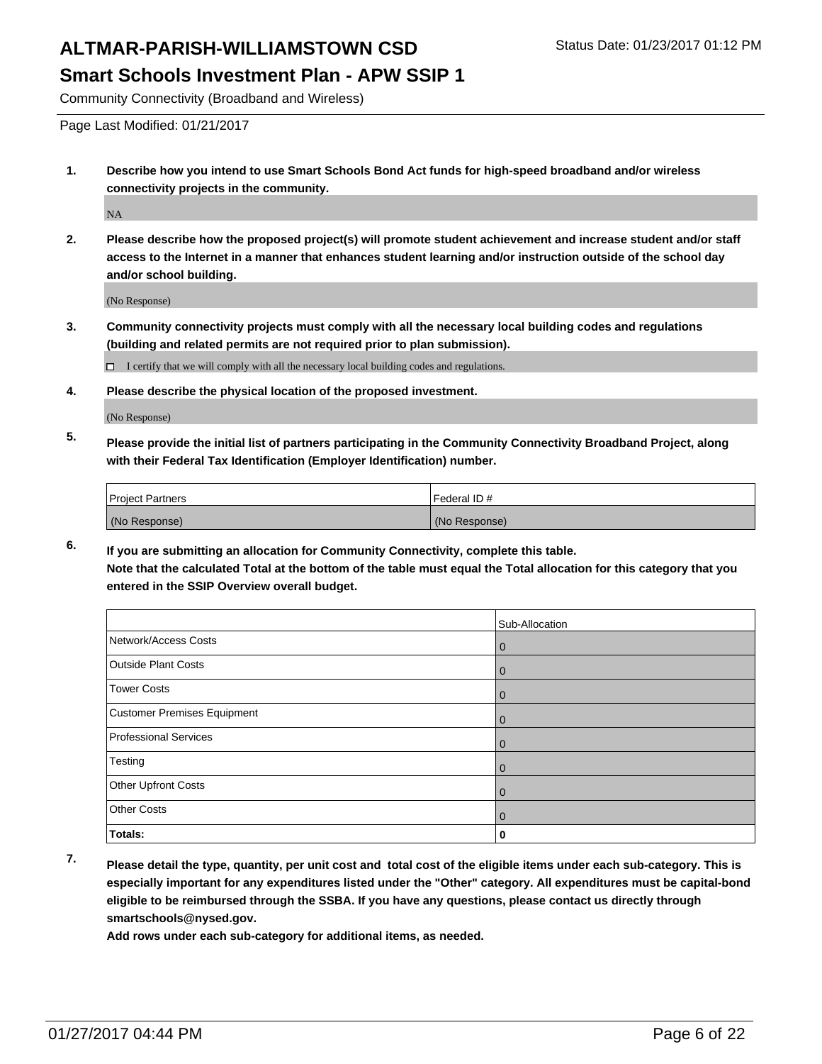Community Connectivity (Broadband and Wireless)

Page Last Modified: 01/21/2017

1. **Describe how you intend to use Smart Schools Bond Act funds for high-speed broadband and/or wireless connectivity projects in the community.**

   NA

2. **Please describe how the proposed project(s) will promote student achievement and increase student and/or staff access to the Internet in a manner that enhances student learning and/or instruction outside of the school day and/or school building.**

   (No Response)

3. **Community connectivity projects must comply with all the necessary local building codes and regulations (building and related permits are not required prior to plan submission).**

   ☐ I certify that we will comply with all the necessary local building codes and regulations.

4. **Please describe the physical location of the proposed investment.**

   (No Response)

5. **Please provide the initial list of partners participating in the Community Connectivity Broadband Project, along with their Federal Tax Identification (Employer Identification) number.**

| Project Partners | Federal ID # |
|---|---|
| (No Response) | (No Response) |

6. **If you are submitting an allocation for Community Connectivity, complete this table. Note that the calculated Total at the bottom of the table must equal the Total allocation for this category that you entered in the SSIP Overview overall budget.**

| | Sub-Allocation |
|---|---|
| Network/Access Costs | 0 |
| Outside Plant Costs | 0 |
| Tower Costs | 0 |
| Customer Premises Equipment | 0 |
| Professional Services | 0 |
| Testing | 0 |
| Other Upfront Costs | 0 |
| Other Costs | 0 |
| **Totals:** | **0** |

7. **Please detail the type, quantity, per unit cost and total cost of the eligible items under each sub-category. This is especially important for any expenditures listed under the "Other" category. All expenditures must be capital-bond eligible to be reimbursed through the SSBA. If you have any questions, please contact us directly through smartschools@nysed.gov.**

   **Add rows under each sub-category for additional items, as needed.**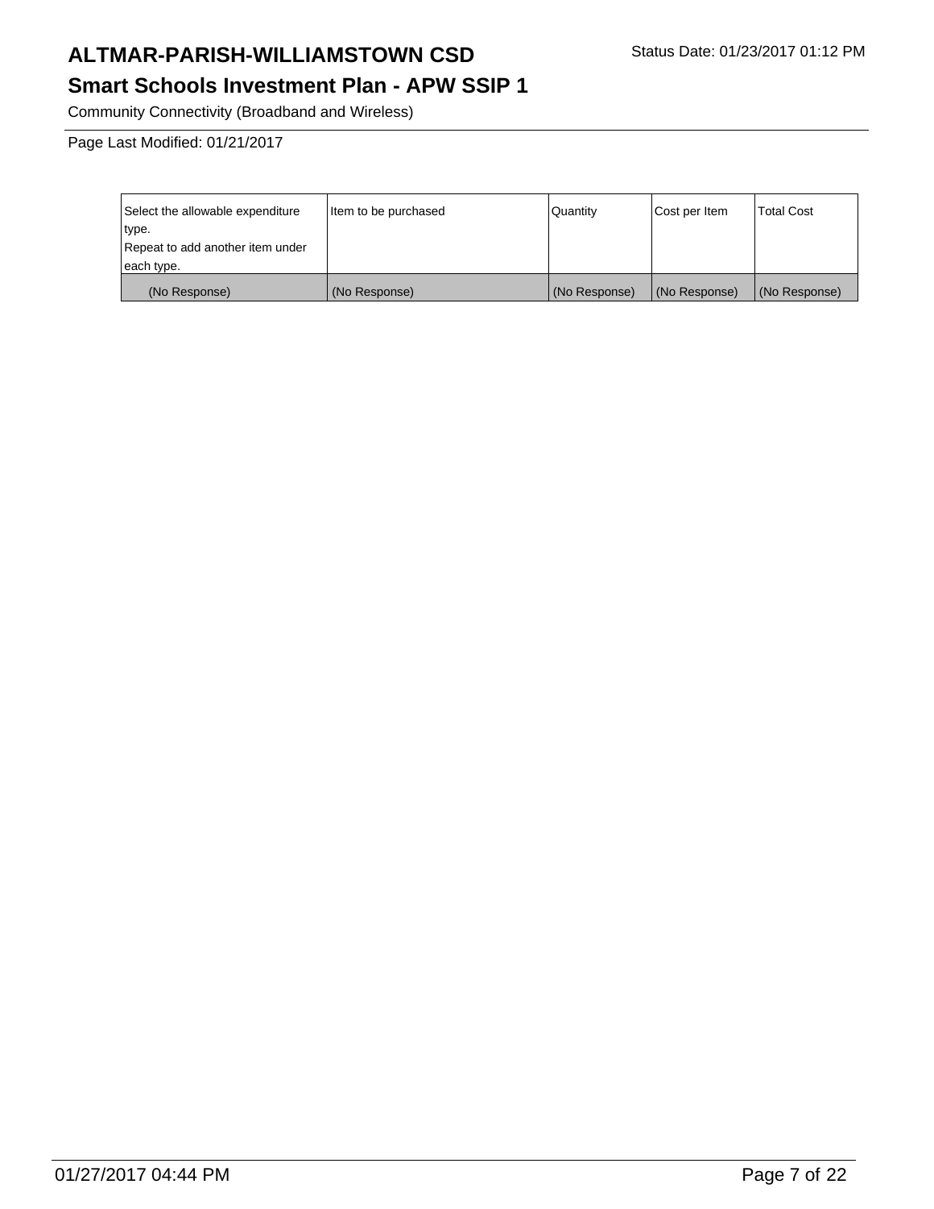Community Connectivity (Broadband and Wireless)

Page Last Modified: 01/21/2017

| Select the allowable expenditure type. Repeat to add another item under each type. | Item to be purchased | Quantity | Cost per Item | Total Cost |
|---|---|---|---|---|
| (No Response) | (No Response) | (No Response) | (No Response) | (No Response) |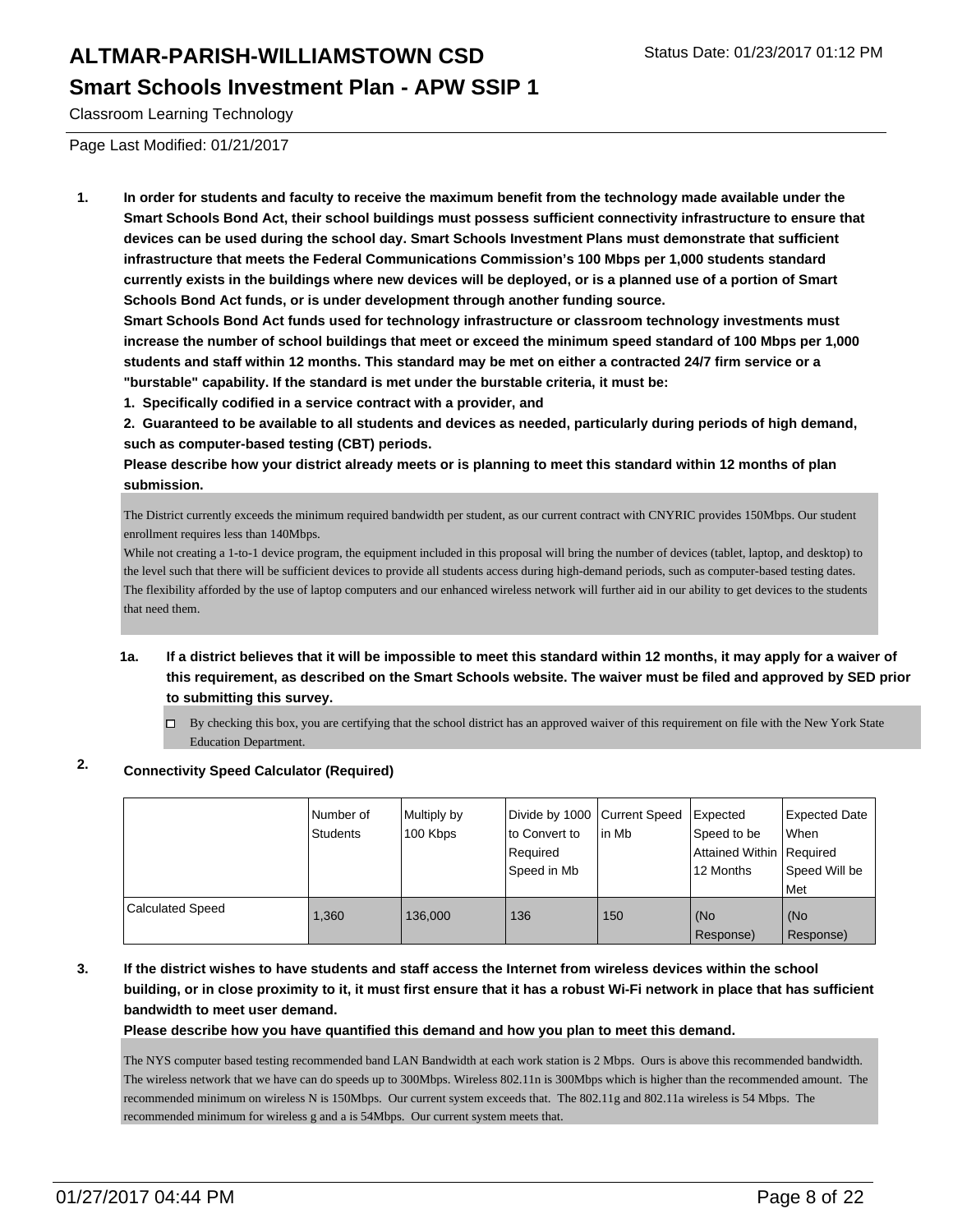# ALTMAR-PARISH-WILLIAMSTOWN CSD

Status Date: 01/23/2017 01:12 PM

## Smart Schools Investment Plan - APW SSIP 1

Classroom Learning Technology

Page Last Modified: 01/21/2017

**1. In order for students and faculty to receive the maximum benefit from the technology made available under the Smart Schools Bond Act, their school buildings must possess sufficient connectivity infrastructure to ensure that devices can be used during the school day. Smart Schools Investment Plans must demonstrate that sufficient infrastructure that meets the Federal Communications Commission's 100 Mbps per 1,000 students standard currently exists in the buildings where new devices will be deployed, or is a planned use of a portion of Smart Schools Bond Act funds, or is under development through another funding source.**

**Smart Schools Bond Act funds used for technology infrastructure or classroom technology investments must increase the number of school buildings that meet or exceed the minimum speed standard of 100 Mbps per 1,000 students and staff within 12 months. This standard may be met on either a contracted 24/7 firm service or a "burstable" capability. If the standard is met under the burstable criteria, it must be:**

**1. Specifically codified in a service contract with a provider, and**

**2. Guaranteed to be available to all students and devices as needed, particularly during periods of high demand, such as computer-based testing (CBT) periods.**

**Please describe how your district already meets or is planning to meet this standard within 12 months of plan submission.**

The District currently exceeds the minimum required bandwidth per student, as our current contract with CNYRIC provides 150Mbps. Our student enrollment requires less than 140Mbps.
While not creating a 1-to-1 device program, the equipment included in this proposal will bring the number of devices (tablet, laptop, and desktop) to the level such that there will be sufficient devices to provide all students access during high-demand periods, such as computer-based testing dates. The flexibility afforded by the use of laptop computers and our enhanced wireless network will further aid in our ability to get devices to the students that need them.

**1a. If a district believes that it will be impossible to meet this standard within 12 months, it may apply for a waiver of this requirement, as described on the Smart Schools website. The waiver must be filed and approved by SED prior to submitting this survey.**

☐ By checking this box, you are certifying that the school district has an approved waiver of this requirement on file with the New York State Education Department.

**2. Connectivity Speed Calculator (Required)**

| | Number of Students | Multiply by 100 Kbps | Divide by 1000 to Convert to Required Speed in Mb | Current Speed in Mb | Expected Speed to be Attained Within 12 Months | Expected Date When Required Speed Will be Met |
|---|---|---|---|---|---|---|
| Calculated Speed | 1,360 | 136,000 | 136 | 150 | (No Response) | (No Response) |

**3. If the district wishes to have students and staff access the Internet from wireless devices within the school building, or in close proximity to it, it must first ensure that it has a robust Wi-Fi network in place that has sufficient bandwidth to meet user demand.**

**Please describe how you have quantified this demand and how you plan to meet this demand.**

The NYS computer based testing recommended band LAN Bandwidth at each work station is 2 Mbps. Ours is above this recommended bandwidth. The wireless network that we have can do speeds up to 300Mbps. Wireless 802.11n is 300Mbps which is higher than the recommended amount. The recommended minimum on wireless N is 150Mbps. Our current system exceeds that. The 802.11g and 802.11a wireless is 54 Mbps. The recommended minimum for wireless g and a is 54Mbps. Our current system meets that.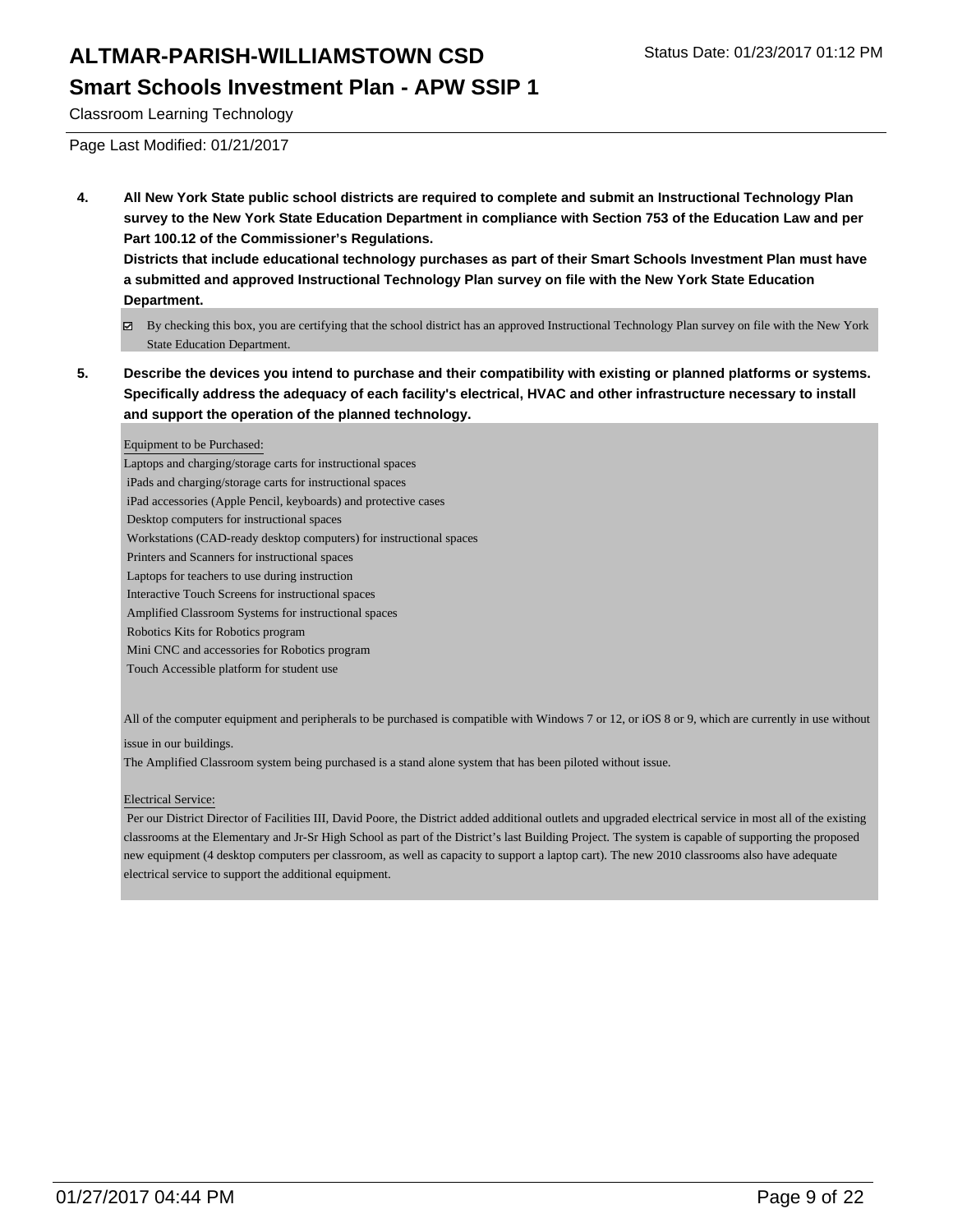Classroom Learning Technology

Page Last Modified: 01/21/2017

**4. All New York State public school districts are required to complete and submit an Instructional Technology Plan survey to the New York State Education Department in compliance with Section 753 of the Education Law and per Part 100.12 of the Commissioner's Regulations.**
**Districts that include educational technology purchases as part of their Smart Schools Investment Plan must have a submitted and approved Instructional Technology Plan survey on file with the New York State Education Department.**

☑ By checking this box, you are certifying that the school district has an approved Instructional Technology Plan survey on file with the New York State Education Department.

**5. Describe the devices you intend to purchase and their compatibility with existing or planned platforms or systems. Specifically address the adequacy of each facility's electrical, HVAC and other infrastructure necessary to install and support the operation of the planned technology.**

Equipment to be Purchased:
Laptops and charging/storage carts for instructional spaces
iPads and charging/storage carts for instructional spaces
iPad accessories (Apple Pencil, keyboards) and protective cases
Desktop computers for instructional spaces
Workstations (CAD-ready desktop computers) for instructional spaces
Printers and Scanners for instructional spaces
Laptops for teachers to use during instruction
Interactive Touch Screens for instructional spaces
Amplified Classroom Systems for instructional spaces
Robotics Kits for Robotics program
Mini CNC and accessories for Robotics program
Touch Accessible platform for student use

All of the computer equipment and peripherals to be purchased is compatible with Windows 7 or 12, or iOS 8 or 9, which are currently in use without issue in our buildings.
The Amplified Classroom system being purchased is a stand alone system that has been piloted without issue.

Electrical Service:
Per our District Director of Facilities III, David Poore, the District added additional outlets and upgraded electrical service in most all of the existing classrooms at the Elementary and Jr-Sr High School as part of the District's last Building Project. The system is capable of supporting the proposed new equipment (4 desktop computers per classroom, as well as capacity to support a laptop cart). The new 2010 classrooms also have adequate electrical service to support the additional equipment.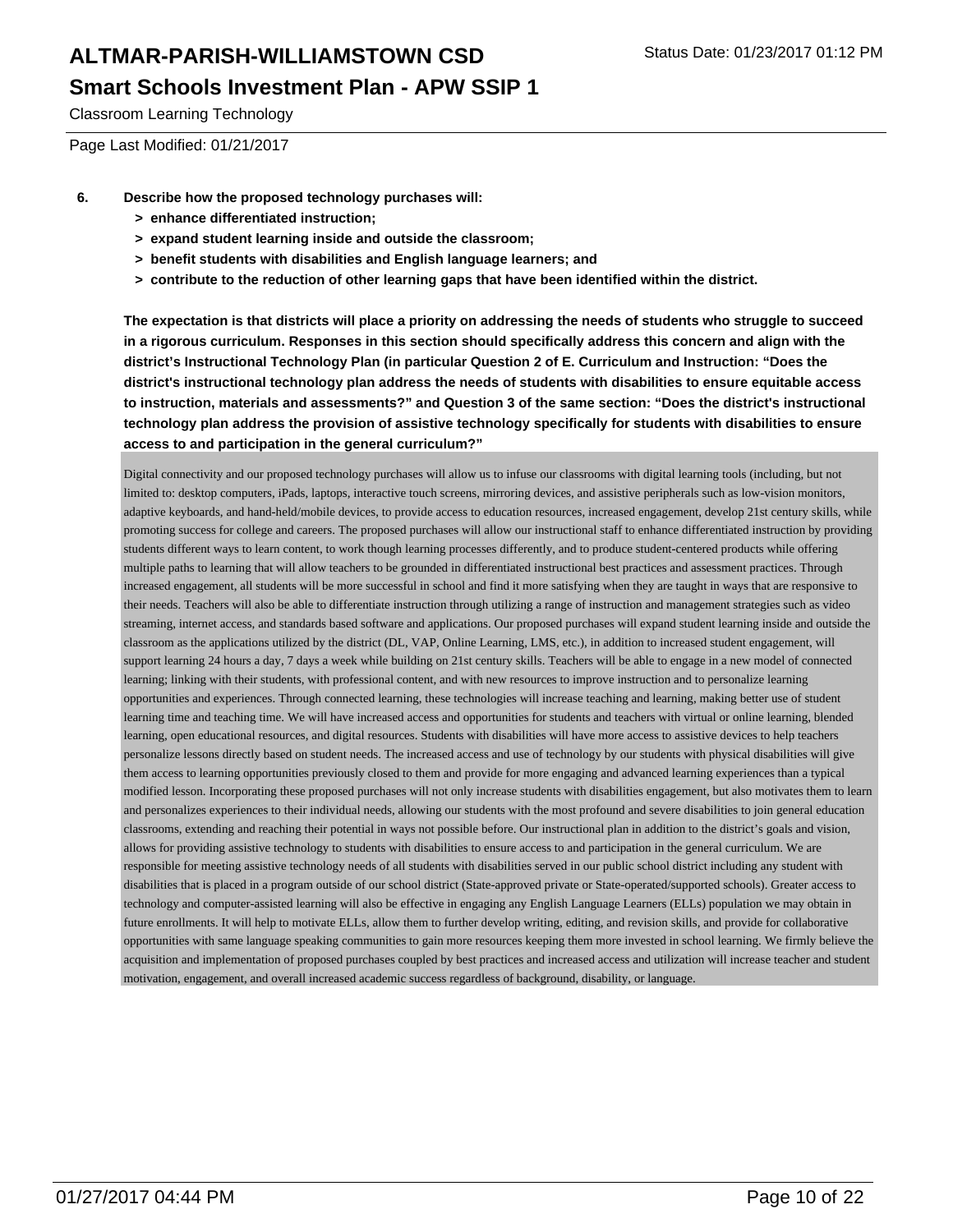6. **Describe how the proposed technology purchases will:**
   - **> enhance differentiated instruction;**
   - **> expand student learning inside and outside the classroom;**
   - **> benefit students with disabilities and English language learners; and**
   - **> contribute to the reduction of other learning gaps that have been identified within the district.**

**The expectation is that districts will place a priority on addressing the needs of students who struggle to succeed in a rigorous curriculum. Responses in this section should specifically address this concern and align with the district's Instructional Technology Plan (in particular Question 2 of E. Curriculum and Instruction: "Does the district's instructional technology plan address the needs of students with disabilities to ensure equitable access to instruction, materials and assessments?" and Question 3 of the same section: "Does the district's instructional technology plan address the provision of assistive technology specifically for students with disabilities to ensure access to and participation in the general curriculum?"**

Digital connectivity and our proposed technology purchases will allow us to infuse our classrooms with digital learning tools (including, but not limited to: desktop computers, iPads, laptops, interactive touch screens, mirroring devices, and assistive peripherals such as low-vision monitors, adaptive keyboards, and hand-held/mobile devices, to provide access to education resources, increased engagement, develop 21st century skills, while promoting success for college and careers. The proposed purchases will allow our instructional staff to enhance differentiated instruction by providing students different ways to learn content, to work though learning processes differently, and to produce student-centered products while offering multiple paths to learning that will allow teachers to be grounded in differentiated instructional best practices and assessment practices. Through increased engagement, all students will be more successful in school and find it more satisfying when they are taught in ways that are responsive to their needs. Teachers will also be able to differentiate instruction through utilizing a range of instruction and management strategies such as video streaming, internet access, and standards based software and applications. Our proposed purchases will expand student learning inside and outside the classroom as the applications utilized by the district (DL, VAP, Online Learning, LMS, etc.), in addition to increased student engagement, will support learning 24 hours a day, 7 days a week while building on 21st century skills. Teachers will be able to engage in a new model of connected learning; linking with their students, with professional content, and with new resources to improve instruction and to personalize learning opportunities and experiences. Through connected learning, these technologies will increase teaching and learning, making better use of student learning time and teaching time. We will have increased access and opportunities for students and teachers with virtual or online learning, blended learning, open educational resources, and digital resources. Students with disabilities will have more access to assistive devices to help teachers personalize lessons directly based on student needs. The increased access and use of technology by our students with physical disabilities will give them access to learning opportunities previously closed to them and provide for more engaging and advanced learning experiences than a typical modified lesson. Incorporating these proposed purchases will not only increase students with disabilities engagement, but also motivates them to learn and personalizes experiences to their individual needs, allowing our students with the most profound and severe disabilities to join general education classrooms, extending and reaching their potential in ways not possible before. Our instructional plan in addition to the district's goals and vision, allows for providing assistive technology to students with disabilities to ensure access to and participation in the general curriculum. We are responsible for meeting assistive technology needs of all students with disabilities served in our public school district including any student with disabilities that is placed in a program outside of our school district (State-approved private or State-operated/supported schools). Greater access to technology and computer-assisted learning will also be effective in engaging any English Language Learners (ELLs) population we may obtain in future enrollments. It will help to motivate ELLs, allow them to further develop writing, editing, and revision skills, and provide for collaborative opportunities with same language speaking communities to gain more resources keeping them more invested in school learning. We firmly believe the acquisition and implementation of proposed purchases coupled by best practices and increased access and utilization will increase teacher and student motivation, engagement, and overall increased academic success regardless of background, disability, or language.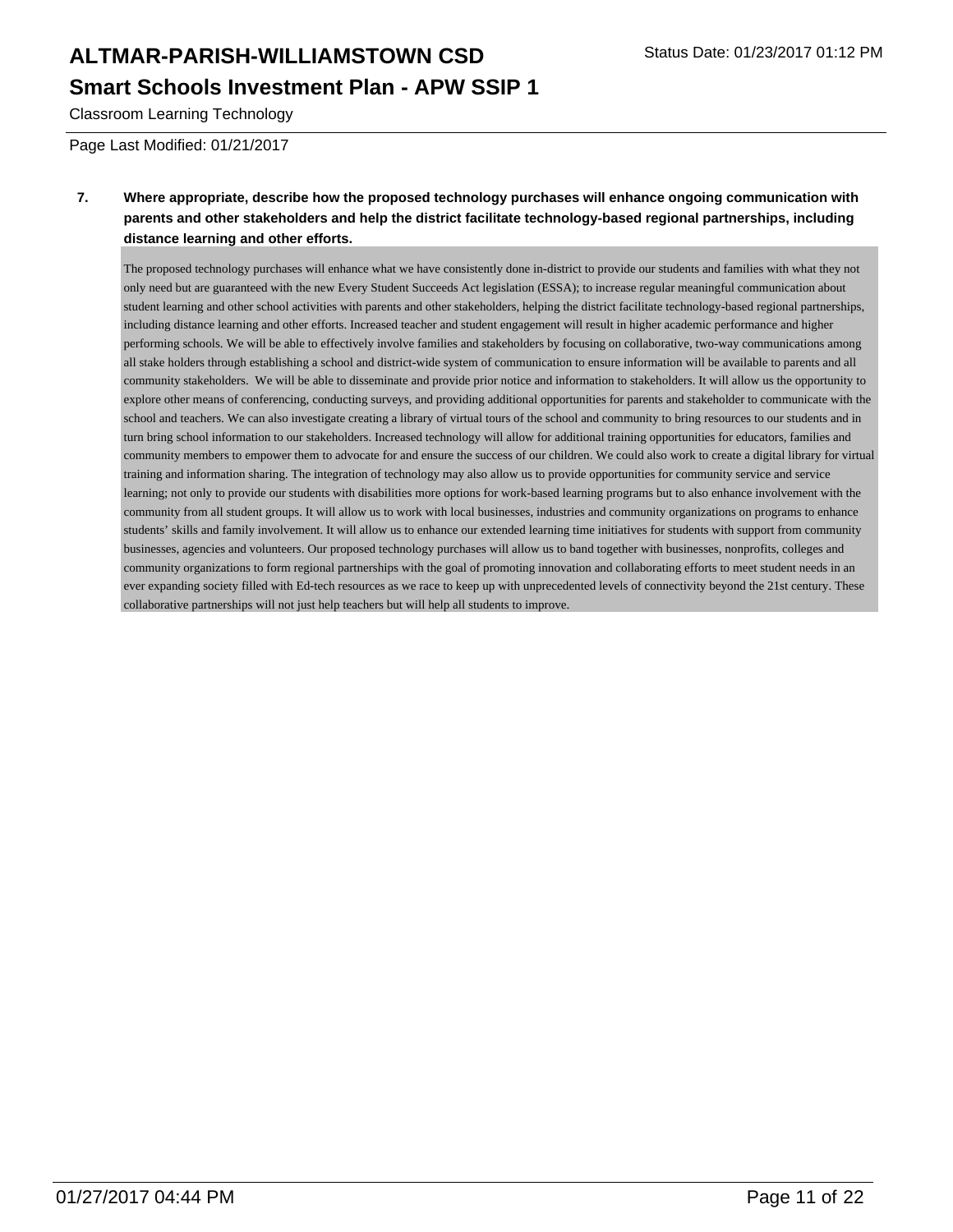# ALTMAR-PARISH-WILLIAMSTOWN CSD

## Smart Schools Investment Plan - APW SSIP 1

Classroom Learning Technology

Page Last Modified: 01/21/2017

**7. Where appropriate, describe how the proposed technology purchases will enhance ongoing communication with parents and other stakeholders and help the district facilitate technology-based regional partnerships, including distance learning and other efforts.**

The proposed technology purchases will enhance what we have consistently done in-district to provide our students and families with what they not only need but are guaranteed with the new Every Student Succeeds Act legislation (ESSA); to increase regular meaningful communication about student learning and other school activities with parents and other stakeholders, helping the district facilitate technology-based regional partnerships, including distance learning and other efforts. Increased teacher and student engagement will result in higher academic performance and higher performing schools. We will be able to effectively involve families and stakeholders by focusing on collaborative, two-way communications among all stake holders through establishing a school and district-wide system of communication to ensure information will be available to parents and all community stakeholders. We will be able to disseminate and provide prior notice and information to stakeholders. It will allow us the opportunity to explore other means of conferencing, conducting surveys, and providing additional opportunities for parents and stakeholder to communicate with the school and teachers. We can also investigate creating a library of virtual tours of the school and community to bring resources to our students and in turn bring school information to our stakeholders. Increased technology will allow for additional training opportunities for educators, families and community members to empower them to advocate for and ensure the success of our children. We could also work to create a digital library for virtual training and information sharing. The integration of technology may also allow us to provide opportunities for community service and service learning; not only to provide our students with disabilities more options for work-based learning programs but to also enhance involvement with the community from all student groups. It will allow us to work with local businesses, industries and community organizations on programs to enhance students' skills and family involvement. It will allow us to enhance our extended learning time initiatives for students with support from community businesses, agencies and volunteers. Our proposed technology purchases will allow us to band together with businesses, nonprofits, colleges and community organizations to form regional partnerships with the goal of promoting innovation and collaborating efforts to meet student needs in an ever expanding society filled with Ed-tech resources as we race to keep up with unprecedented levels of connectivity beyond the 21st century. These collaborative partnerships will not just help teachers but will help all students to improve.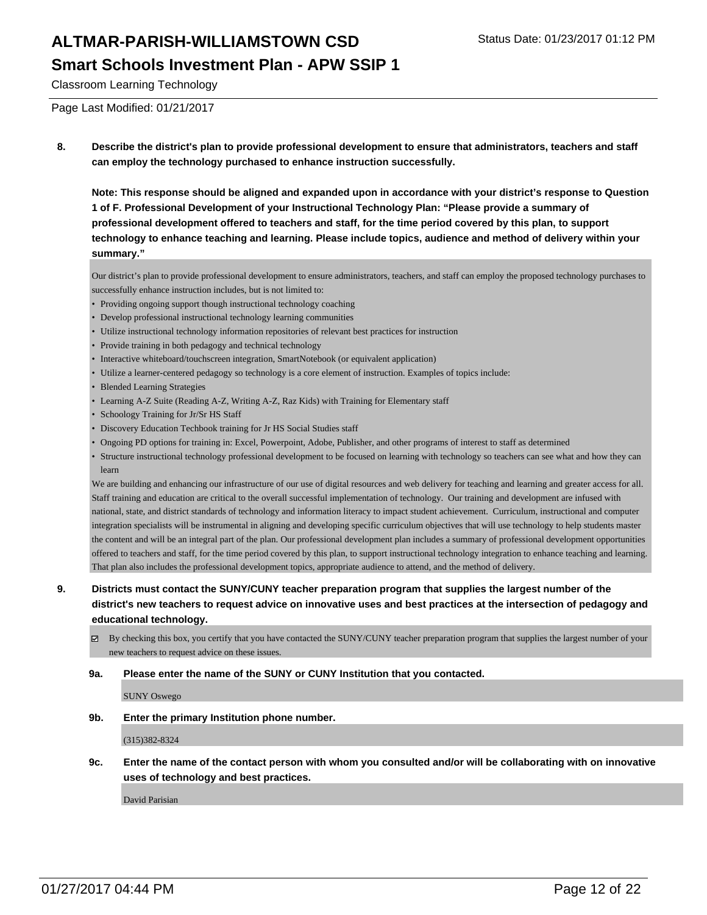**8. Describe the district's plan to provide professional development to ensure that administrators, teachers and staff can employ the technology purchased to enhance instruction successfully.**

**Note: This response should be aligned and expanded upon in accordance with your district's response to Question 1 of F. Professional Development of your Instructional Technology Plan: "Please provide a summary of professional development offered to teachers and staff, for the time period covered by this plan, to support technology to enhance teaching and learning. Please include topics, audience and method of delivery within your summary."**

Our district's plan to provide professional development to ensure administrators, teachers, and staff can employ the proposed technology purchases to successfully enhance instruction includes, but is not limited to:

- Providing ongoing support though instructional technology coaching
- Develop professional instructional technology learning communities
- Utilize instructional technology information repositories of relevant best practices for instruction
- Provide training in both pedagogy and technical technology
- Interactive whiteboard/touchscreen integration, SmartNotebook (or equivalent application)
- Utilize a learner-centered pedagogy so technology is a core element of instruction. Examples of topics include:
- Blended Learning Strategies
- Learning A-Z Suite (Reading A-Z, Writing A-Z, Raz Kids) with Training for Elementary staff
- Schoology Training for Jr/Sr HS Staff
- Discovery Education Techbook training for Jr HS Social Studies staff
- Ongoing PD options for training in: Excel, Powerpoint, Adobe, Publisher, and other programs of interest to staff as determined
- Structure instructional technology professional development to be focused on learning with technology so teachers can see what and how they can learn

We are building and enhancing our infrastructure of our use of digital resources and web delivery for teaching and learning and greater access for all. Staff training and education are critical to the overall successful implementation of technology. Our training and development are infused with national, state, and district standards of technology and information literacy to impact student achievement. Curriculum, instructional and computer integration specialists will be instrumental in aligning and developing specific curriculum objectives that will use technology to help students master the content and will be an integral part of the plan. Our professional development plan includes a summary of professional development opportunities offered to teachers and staff, for the time period covered by this plan, to support instructional technology integration to enhance teaching and learning. That plan also includes the professional development topics, appropriate audience to attend, and the method of delivery.

**9. Districts must contact the SUNY/CUNY teacher preparation program that supplies the largest number of the district's new teachers to request advice on innovative uses and best practices at the intersection of pedagogy and educational technology.**

☑ By checking this box, you certify that you have contacted the SUNY/CUNY teacher preparation program that supplies the largest number of your new teachers to request advice on these issues.

**9a. Please enter the name of the SUNY or CUNY Institution that you contacted.**

SUNY Oswego

**9b. Enter the primary Institution phone number.**

(315)382-8324

**9c. Enter the name of the contact person with whom you consulted and/or will be collaborating with on innovative uses of technology and best practices.**

David Parisian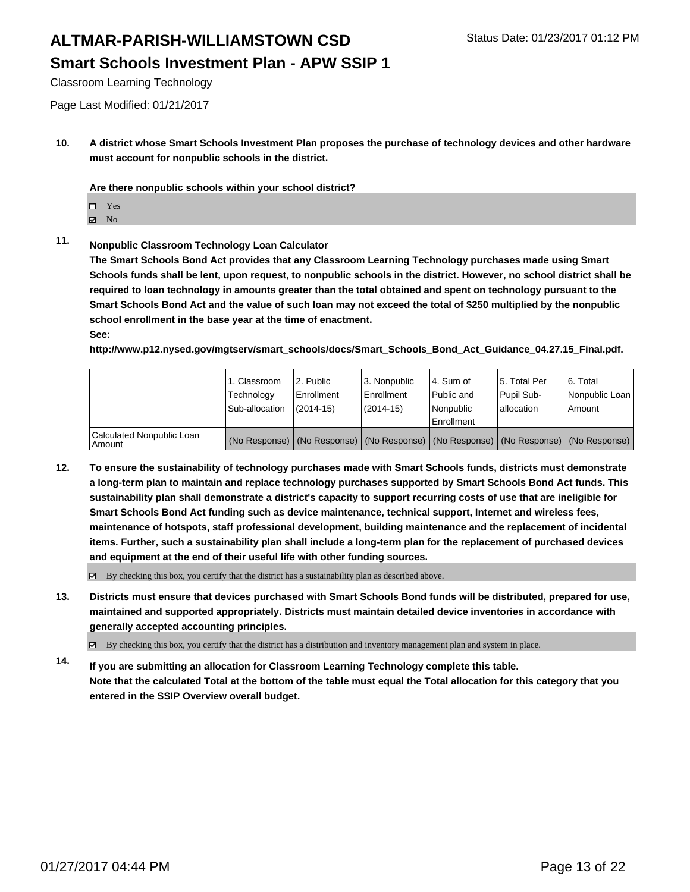**Classroom Learning Technology**

Page Last Modified: 01/21/2017

**10. A district whose Smart Schools Investment Plan proposes the purchase of technology devices and other hardware must account for nonpublic schools in the district.**

**Are there nonpublic schools within your school district?**

- ☐ Yes
- ☑ No

**11. Nonpublic Classroom Technology Loan Calculator**

**The Smart Schools Bond Act provides that any Classroom Learning Technology purchases made using Smart Schools funds shall be lent, upon request, to nonpublic schools in the district. However, no school district shall be required to loan technology in amounts greater than the total obtained and spent on technology pursuant to the Smart Schools Bond Act and the value of such loan may not exceed the total of $250 multiplied by the nonpublic school enrollment in the base year at the time of enactment.**

**See:**

**http://www.p12.nysed.gov/mgtserv/smart_schools/docs/Smart_Schools_Bond_Act_Guidance_04.27.15_Final.pdf.**

| | 1. Classroom Technology Sub-allocation | 2. Public Enrollment (2014-15) | 3. Nonpublic Enrollment (2014-15) | 4. Sum of Public and Nonpublic Enrollment | 5. Total Per Pupil Sub-allocation | 6. Total Nonpublic Loan Amount |
|---|---|---|---|---|---|---|
| Calculated Nonpublic Loan Amount | (No Response) | (No Response) | (No Response) | (No Response) | (No Response) | (No Response) |

**12. To ensure the sustainability of technology purchases made with Smart Schools funds, districts must demonstrate a long-term plan to maintain and replace technology purchases supported by Smart Schools Bond Act funds. This sustainability plan shall demonstrate a district's capacity to support recurring costs of use that are ineligible for Smart Schools Bond Act funding such as device maintenance, technical support, Internet and wireless fees, maintenance of hotspots, staff professional development, building maintenance and the replacement of incidental items. Further, such a sustainability plan shall include a long-term plan for the replacement of purchased devices and equipment at the end of their useful life with other funding sources.**

- ☑ By checking this box, you certify that the district has a sustainability plan as described above.

**13. Districts must ensure that devices purchased with Smart Schools Bond funds will be distributed, prepared for use, maintained and supported appropriately. Districts must maintain detailed device inventories in accordance with generally accepted accounting principles.**

- ☑ By checking this box, you certify that the district has a distribution and inventory management plan and system in place.

**14. If you are submitting an allocation for Classroom Learning Technology complete this table.**
**Note that the calculated Total at the bottom of the table must equal the Total allocation for this category that you entered in the SSIP Overview overall budget.**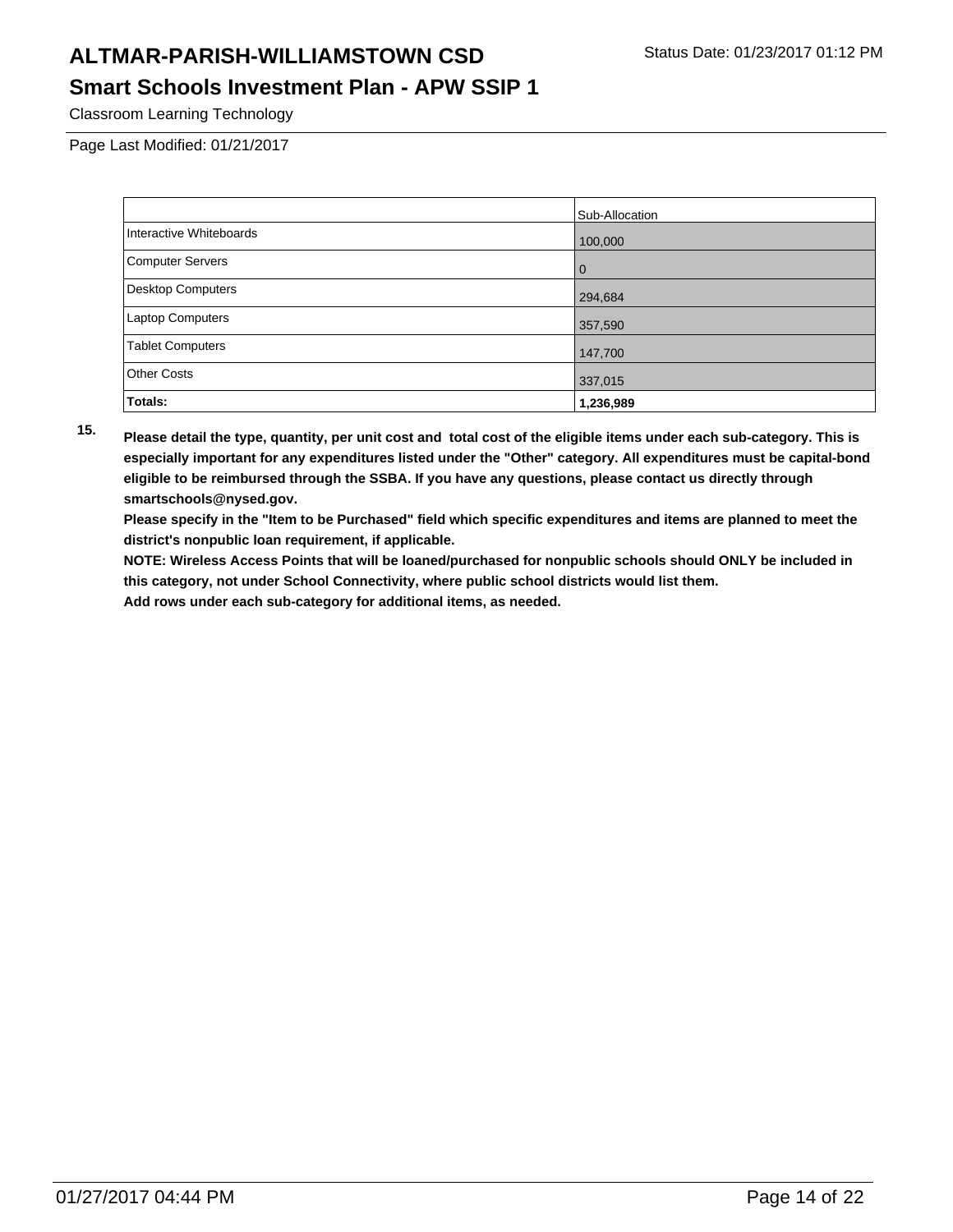# ALTMAR-PARISH-WILLIAMSTOWN CSD

Status Date: 01/23/2017 01:12 PM

## Smart Schools Investment Plan - APW SSIP 1

Classroom Learning Technology

Page Last Modified: 01/21/2017

| | Sub-Allocation |
|---|---|
| Interactive Whiteboards | 100,000 |
| Computer Servers | 0 |
| Desktop Computers | 294,684 |
| Laptop Computers | 357,590 |
| Tablet Computers | 147,700 |
| Other Costs | 337,015 |
| **Totals:** | **1,236,989** |

**15. Please detail the type, quantity, per unit cost and total cost of the eligible items under each sub-category. This is especially important for any expenditures listed under the "Other" category. All expenditures must be capital-bond eligible to be reimbursed through the SSBA. If you have any questions, please contact us directly through smartschools@nysed.gov.**

**Please specify in the "Item to be Purchased" field which specific expenditures and items are planned to meet the district's nonpublic loan requirement, if applicable.**

**NOTE: Wireless Access Points that will be loaned/purchased for nonpublic schools should ONLY be included in this category, not under School Connectivity, where public school districts would list them.**

**Add rows under each sub-category for additional items, as needed.**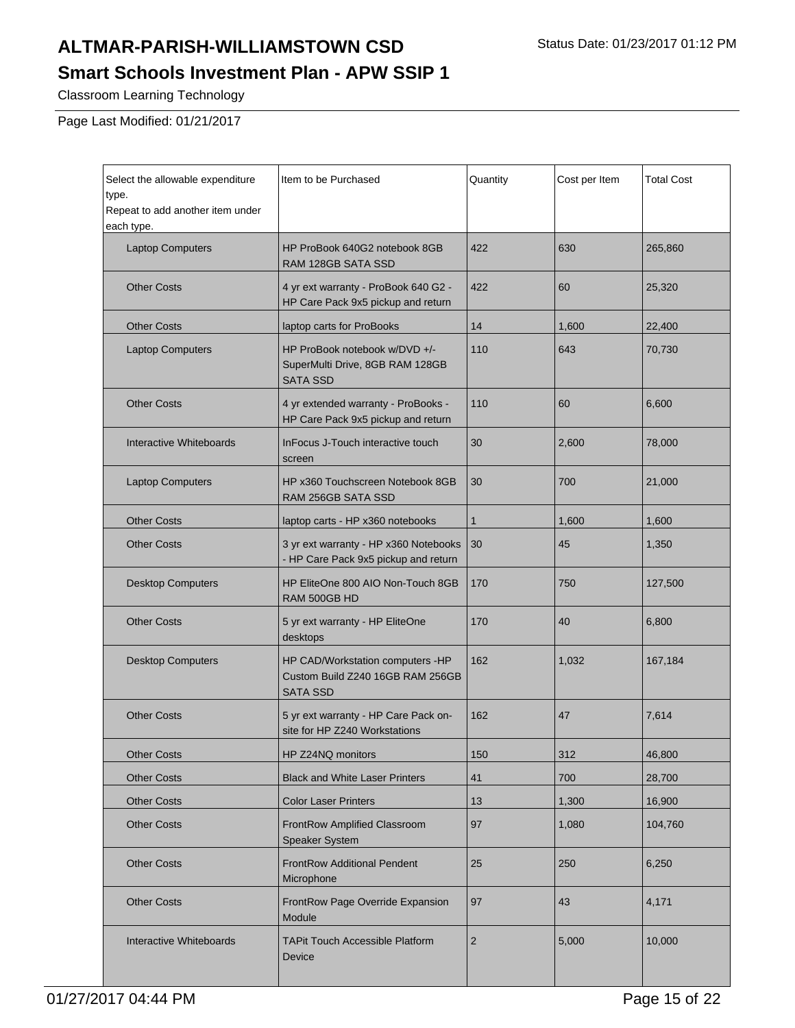# ALTMAR-PARISH-WILLIAMSTOWN CSD

Status Date: 01/23/2017 01:12 PM

## Smart Schools Investment Plan - APW SSIP 1

Classroom Learning Technology

Page Last Modified: 01/21/2017

| Select the allowable expenditure type. Repeat to add another item under each type. | Item to be Purchased | Quantity | Cost per Item | Total Cost |
|---|---|---|---|---|
| Laptop Computers | HP ProBook 640G2 notebook 8GB RAM 128GB SATA SSD | 422 | 630 | 265,860 |
| Other Costs | 4 yr ext warranty - ProBook 640 G2 - HP Care Pack 9x5 pickup and return | 422 | 60 | 25,320 |
| Other Costs | laptop carts for ProBooks | 14 | 1,600 | 22,400 |
| Laptop Computers | HP ProBook notebook w/DVD +/- SuperMulti Drive, 8GB RAM 128GB SATA SSD | 110 | 643 | 70,730 |
| Other Costs | 4 yr extended warranty - ProBooks - HP Care Pack 9x5 pickup and return | 110 | 60 | 6,600 |
| Interactive Whiteboards | InFocus J-Touch interactive touch screen | 30 | 2,600 | 78,000 |
| Laptop Computers | HP x360 Touchscreen Notebook 8GB RAM 256GB SATA SSD | 30 | 700 | 21,000 |
| Other Costs | laptop carts - HP x360 notebooks | 1 | 1,600 | 1,600 |
| Other Costs | 3 yr ext warranty - HP x360 Notebooks - HP Care Pack 9x5 pickup and return | 30 | 45 | 1,350 |
| Desktop Computers | HP EliteOne 800 AIO Non-Touch 8GB RAM 500GB HD | 170 | 750 | 127,500 |
| Other Costs | 5 yr ext warranty - HP EliteOne desktops | 170 | 40 | 6,800 |
| Desktop Computers | HP CAD/Workstation computers -HP Custom Build Z240 16GB RAM 256GB SATA SSD | 162 | 1,032 | 167,184 |
| Other Costs | 5 yr ext warranty - HP Care Pack on-site for HP Z240 Workstations | 162 | 47 | 7,614 |
| Other Costs | HP Z24NQ monitors | 150 | 312 | 46,800 |
| Other Costs | Black and White Laser Printers | 41 | 700 | 28,700 |
| Other Costs | Color Laser Printers | 13 | 1,300 | 16,900 |
| Other Costs | FrontRow Amplified Classroom Speaker System | 97 | 1,080 | 104,760 |
| Other Costs | FrontRow Additional Pendent Microphone | 25 | 250 | 6,250 |
| Other Costs | FrontRow Page Override Expansion Module | 97 | 43 | 4,171 |
| Interactive Whiteboards | TAPit Touch Accessible Platform Device | 2 | 5,000 | 10,000 |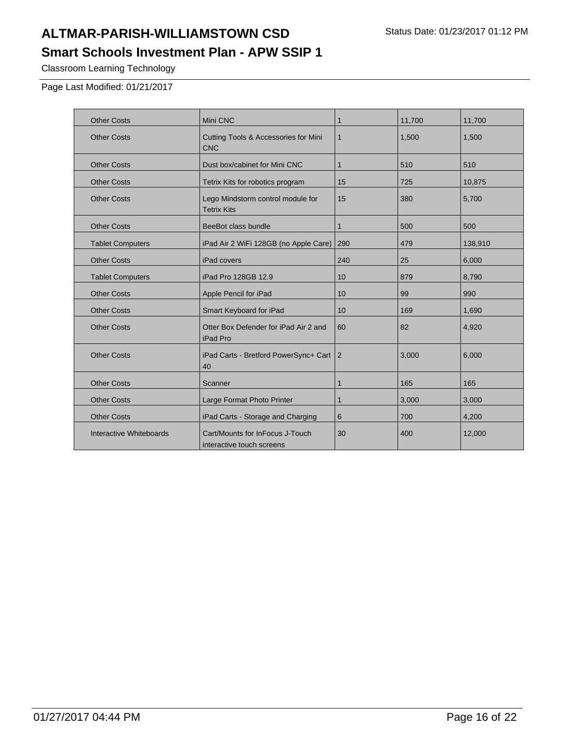# ALTMAR-PARISH-WILLIAMSTOWN CSD

## Smart Schools Investment Plan - APW SSIP 1

Classroom Learning Technology

Page Last Modified: 01/21/2017

| | | | | |
|---|---|---|---|---|
| Other Costs | Mini CNC | 1 | 11,700 | 11,700 |
| Other Costs | Cutting Tools & Accessories for Mini CNC | 1 | 1,500 | 1,500 |
| Other Costs | Dust box/cabinet for Mini CNC | 1 | 510 | 510 |
| Other Costs | Tetrix Kits for robotics program | 15 | 725 | 10,875 |
| Other Costs | Lego Mindstorm control module for Tetrix Kits | 15 | 380 | 5,700 |
| Other Costs | BeeBot class bundle | 1 | 500 | 500 |
| Tablet Computers | iPad Air 2 WiFi 128GB (no Apple Care) | 290 | 479 | 138,910 |
| Other Costs | iPad covers | 240 | 25 | 6,000 |
| Tablet Computers | iPad Pro 128GB 12.9 | 10 | 879 | 8,790 |
| Other Costs | Apple Pencil for iPad | 10 | 99 | 990 |
| Other Costs | Smart Keyboard for iPad | 10 | 169 | 1,690 |
| Other Costs | Otter Box Defender for iPad Air 2 and iPad Pro | 60 | 82 | 4,920 |
| Other Costs | iPad Carts - Bretford PowerSync+ Cart 40 | 2 | 3,000 | 6,000 |
| Other Costs | Scanner | 1 | 165 | 165 |
| Other Costs | Large Format Photo Printer | 1 | 3,000 | 3,000 |
| Other Costs | iPad Carts - Storage and Charging | 6 | 700 | 4,200 |
| Interactive Whiteboards | Cart/Mounts for InFocus J-Touch interactive touch screens | 30 | 400 | 12,000 |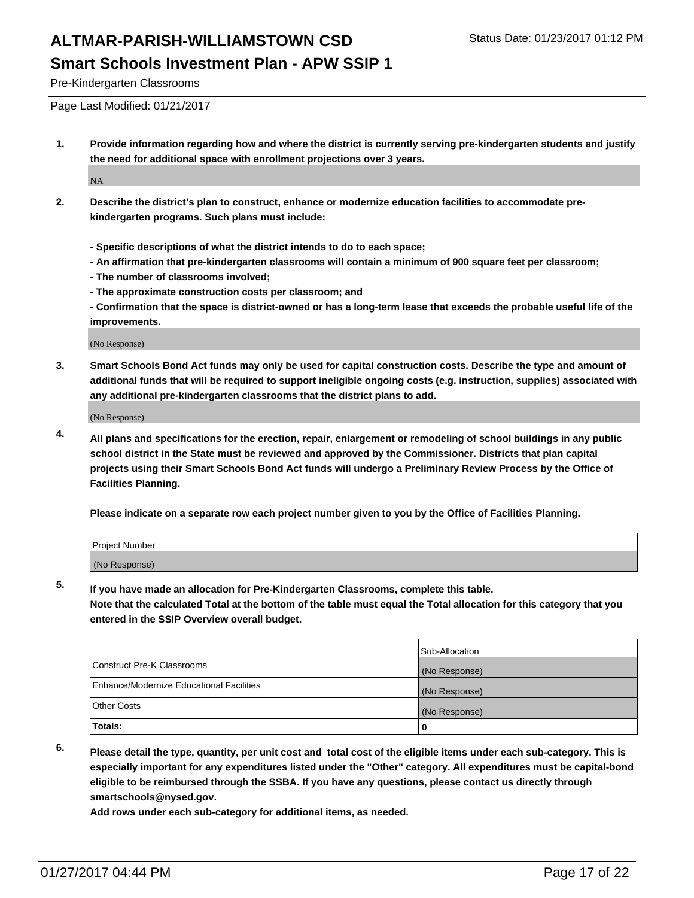# ALTMAR-PARISH-WILLIAMSTOWN CSD

Status Date: 01/23/2017 01:12 PM

## Smart Schools Investment Plan - APW SSIP 1

Pre-Kindergarten Classrooms

Page Last Modified: 01/21/2017

1. **Provide information regarding how and where the district is currently serving pre-kindergarten students and justify the need for additional space with enrollment projections over 3 years.**

   NA

2. **Describe the district's plan to construct, enhance or modernize education facilities to accommodate pre-kindergarten programs. Such plans must include:**

   **- Specific descriptions of what the district intends to do to each space;**
   **- An affirmation that pre-kindergarten classrooms will contain a minimum of 900 square feet per classroom;**
   **- The number of classrooms involved;**
   **- The approximate construction costs per classroom; and**
   **- Confirmation that the space is district-owned or has a long-term lease that exceeds the probable useful life of the improvements.**

   (No Response)

3. **Smart Schools Bond Act funds may only be used for capital construction costs. Describe the type and amount of additional funds that will be required to support ineligible ongoing costs (e.g. instruction, supplies) associated with any additional pre-kindergarten classrooms that the district plans to add.**

   (No Response)

4. **All plans and specifications for the erection, repair, enlargement or remodeling of school buildings in any public school district in the State must be reviewed and approved by the Commissioner. Districts that plan capital projects using their Smart Schools Bond Act funds will undergo a Preliminary Review Process by the Office of Facilities Planning.**

   **Please indicate on a separate row each project number given to you by the Office of Facilities Planning.**

| Project Number |
|---|
| (No Response) |

5. **If you have made an allocation for Pre-Kindergarten Classrooms, complete this table.**
   **Note that the calculated Total at the bottom of the table must equal the Total allocation for this category that you entered in the SSIP Overview overall budget.**

| | Sub-Allocation |
|---|---|
| Construct Pre-K Classrooms | (No Response) |
| Enhance/Modernize Educational Facilities | (No Response) |
| Other Costs | (No Response) |
| **Totals:** | **0** |

6. **Please detail the type, quantity, per unit cost and total cost of the eligible items under each sub-category. This is especially important for any expenditures listed under the "Other" category. All expenditures must be capital-bond eligible to be reimbursed through the SSBA. If you have any questions, please contact us directly through smartschools@nysed.gov.**
   **Add rows under each sub-category for additional items, as needed.**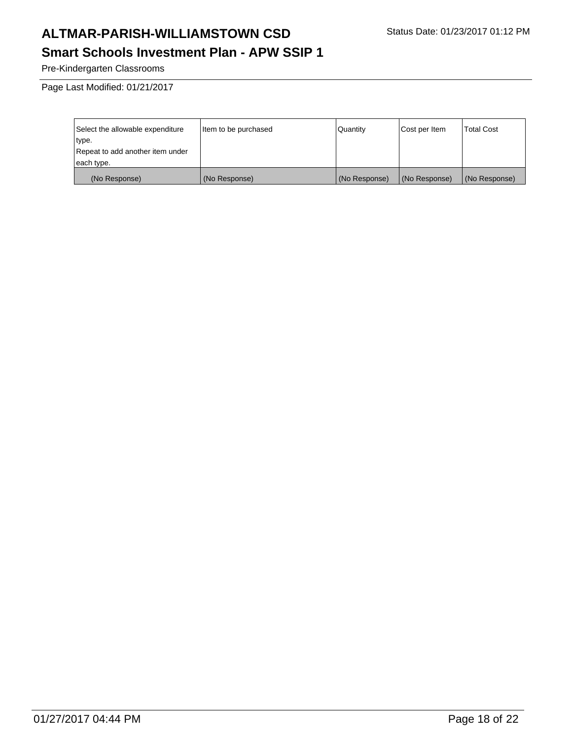Pre-Kindergarten Classrooms

Page Last Modified: 01/21/2017

| Select the allowable expenditure type. Repeat to add another item under each type. | Item to be purchased | Quantity | Cost per Item | Total Cost |
|---|---|---|---|---|
| (No Response) | (No Response) | (No Response) | (No Response) | (No Response) |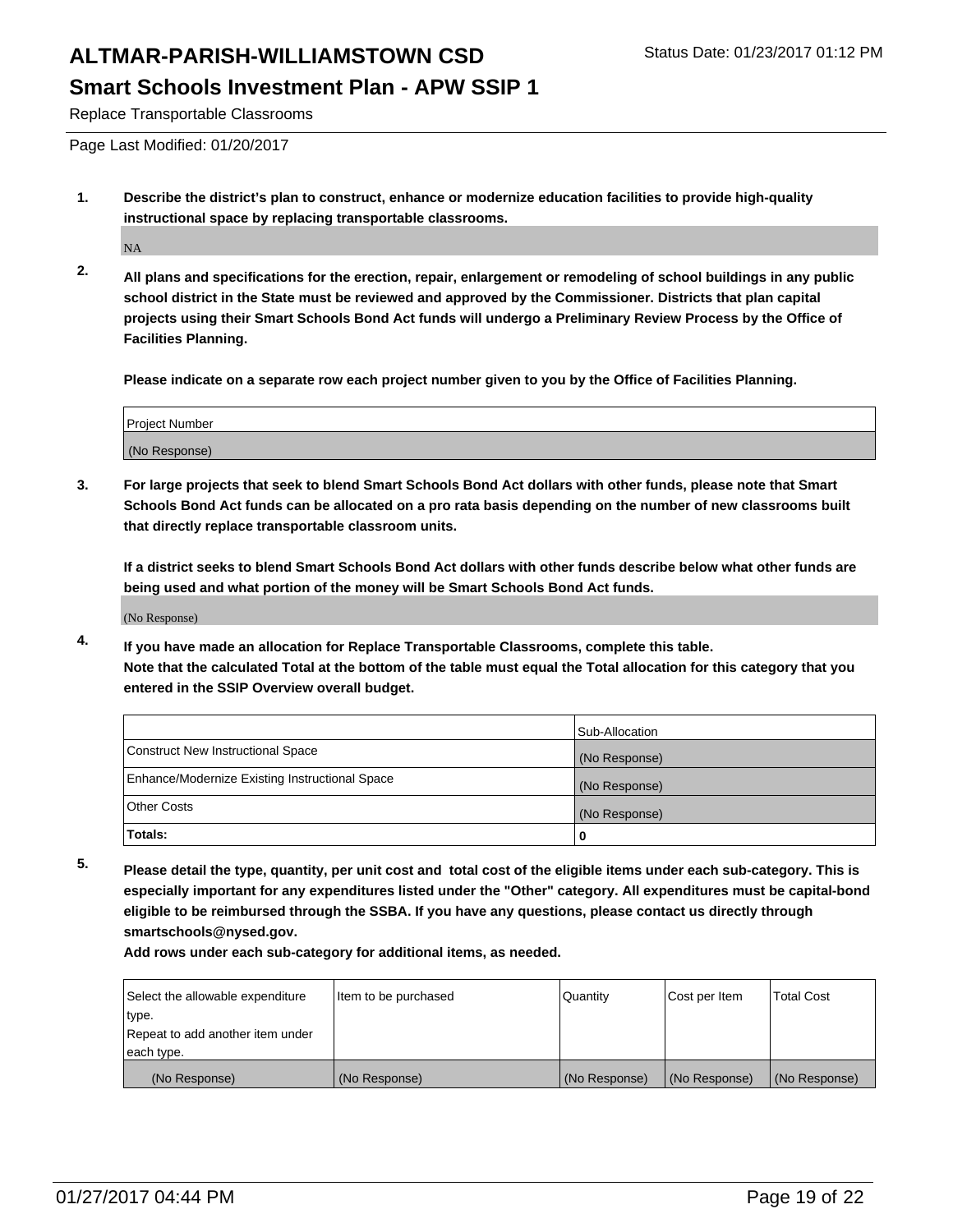# ALTMAR-PARISH-WILLIAMSTOWN CSD

Status Date: 01/23/2017 01:12 PM

## Smart Schools Investment Plan - APW SSIP 1

Replace Transportable Classrooms

Page Last Modified: 01/20/2017

**1. Describe the district's plan to construct, enhance or modernize education facilities to provide high-quality instructional space by replacing transportable classrooms.**

NA

**2. All plans and specifications for the erection, repair, enlargement or remodeling of school buildings in any public school district in the State must be reviewed and approved by the Commissioner. Districts that plan capital projects using their Smart Schools Bond Act funds will undergo a Preliminary Review Process by the Office of Facilities Planning.**

**Please indicate on a separate row each project number given to you by the Office of Facilities Planning.**

| Project Number |
|---|
| (No Response) |

**3. For large projects that seek to blend Smart Schools Bond Act dollars with other funds, please note that Smart Schools Bond Act funds can be allocated on a pro rata basis depending on the number of new classrooms built that directly replace transportable classroom units.**

**If a district seeks to blend Smart Schools Bond Act dollars with other funds describe below what other funds are being used and what portion of the money will be Smart Schools Bond Act funds.**

(No Response)

**4. If you have made an allocation for Replace Transportable Classrooms, complete this table. Note that the calculated Total at the bottom of the table must equal the Total allocation for this category that you entered in the SSIP Overview overall budget.**

| | Sub-Allocation |
|---|---|
| Construct New Instructional Space | (No Response) |
| Enhance/Modernize Existing Instructional Space | (No Response) |
| Other Costs | (No Response) |
| **Totals:** | **0** |

**5. Please detail the type, quantity, per unit cost and total cost of the eligible items under each sub-category. This is especially important for any expenditures listed under the "Other" category. All expenditures must be capital-bond eligible to be reimbursed through the SSBA. If you have any questions, please contact us directly through smartschools@nysed.gov.**

**Add rows under each sub-category for additional items, as needed.**

| Select the allowable expenditure type. Repeat to add another item under each type. | Item to be purchased | Quantity | Cost per Item | Total Cost |
|---|---|---|---|---|
| (No Response) | (No Response) | (No Response) | (No Response) | (No Response) |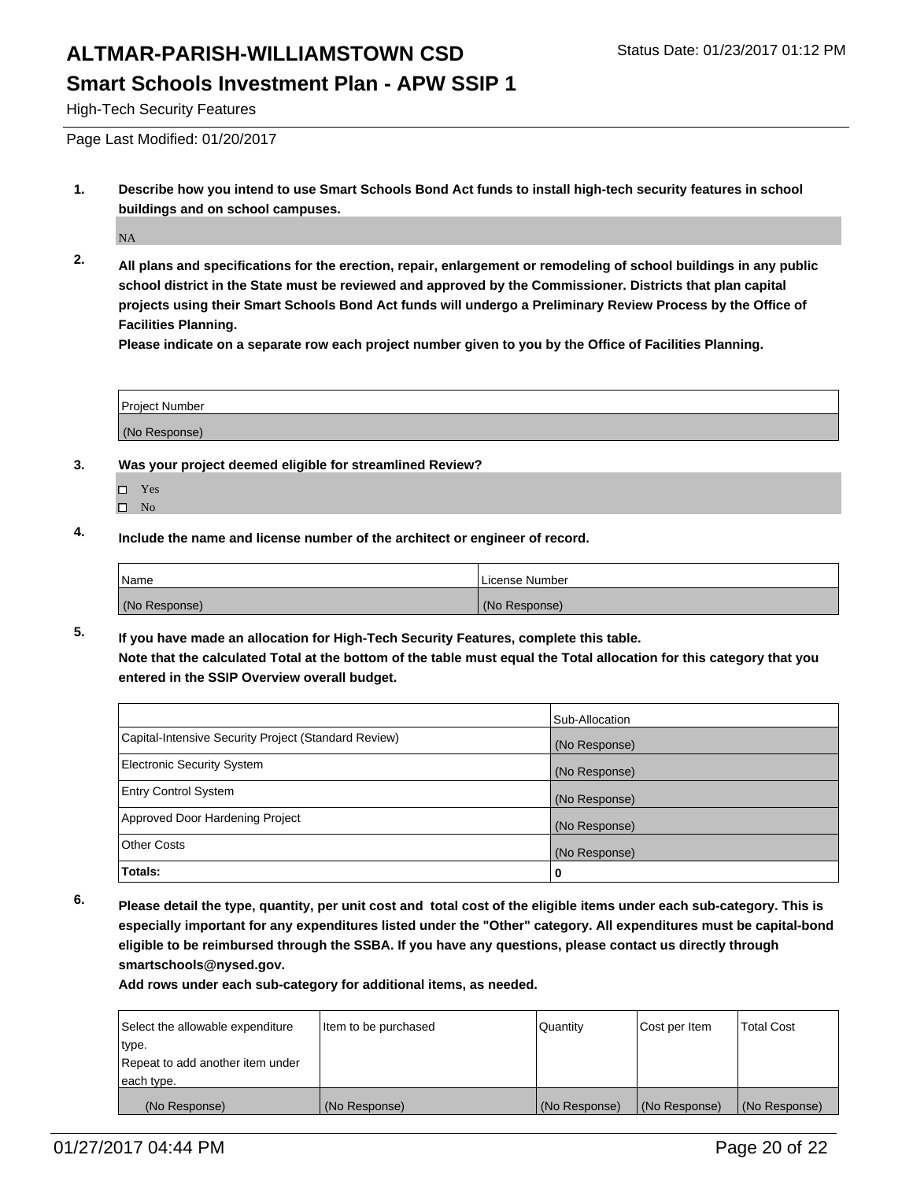# ALTMAR-PARISH-WILLIAMSTOWN CSD

Status Date: 01/23/2017 01:12 PM

## Smart Schools Investment Plan - APW SSIP 1

High-Tech Security Features

Page Last Modified: 01/20/2017

**1. Describe how you intend to use Smart Schools Bond Act funds to install high-tech security features in school buildings and on school campuses.**

NA

**2. All plans and specifications for the erection, repair, enlargement or remodeling of school buildings in any public school district in the State must be reviewed and approved by the Commissioner. Districts that plan capital projects using their Smart Schools Bond Act funds will undergo a Preliminary Review Process by the Office of Facilities Planning.**

**Please indicate on a separate row each project number given to you by the Office of Facilities Planning.**

| Project Number |
|---|
| (No Response) |

**3. Was your project deemed eligible for streamlined Review?**

- ☐ Yes
- ☐ No

**4. Include the name and license number of the architect or engineer of record.**

| Name | License Number |
|---|---|
| (No Response) | (No Response) |

**5. If you have made an allocation for High-Tech Security Features, complete this table.**
**Note that the calculated Total at the bottom of the table must equal the Total allocation for this category that you entered in the SSIP Overview overall budget.**

| | Sub-Allocation |
|---|---|
| Capital-Intensive Security Project (Standard Review) | (No Response) |
| Electronic Security System | (No Response) |
| Entry Control System | (No Response) |
| Approved Door Hardening Project | (No Response) |
| Other Costs | (No Response) |
| **Totals:** | **0** |

**6. Please detail the type, quantity, per unit cost and total cost of the eligible items under each sub-category. This is especially important for any expenditures listed under the "Other" category. All expenditures must be capital-bond eligible to be reimbursed through the SSBA. If you have any questions, please contact us directly through smartschools@nysed.gov.**

**Add rows under each sub-category for additional items, as needed.**

| Select the allowable expenditure type. Repeat to add another item under each type. | Item to be purchased | Quantity | Cost per Item | Total Cost |
|---|---|---|---|---|
| (No Response) | (No Response) | (No Response) | (No Response) | (No Response) |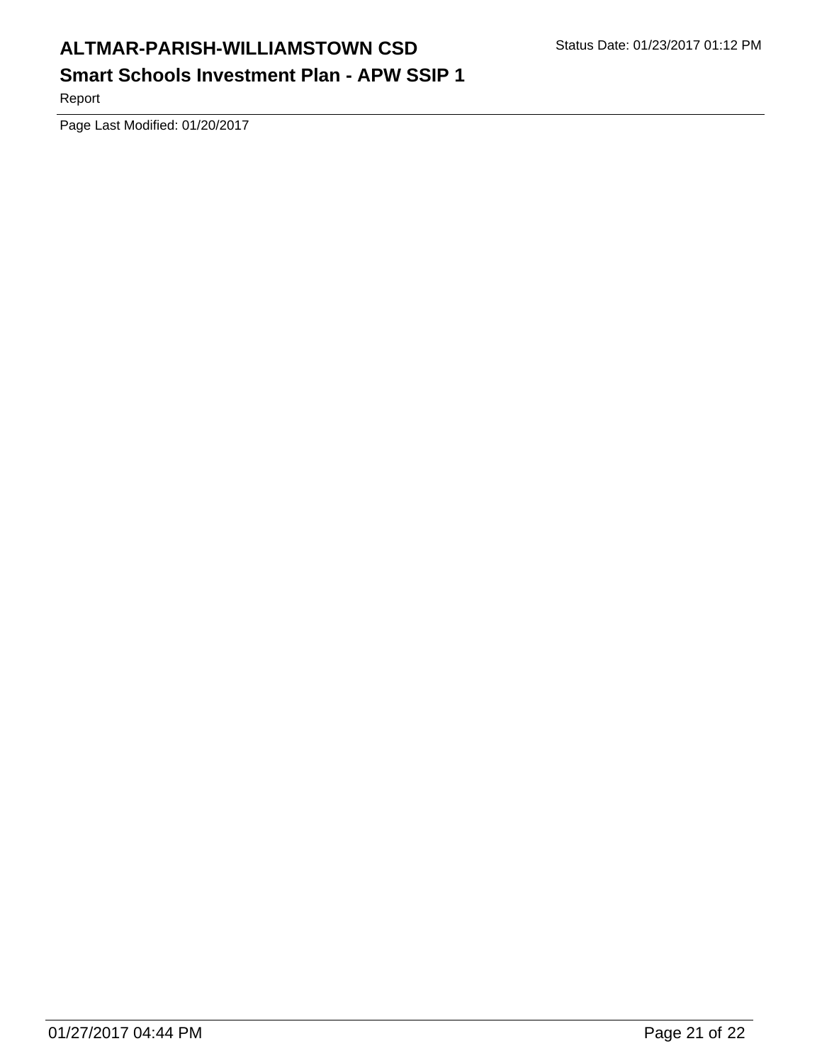Page Last Modified: 01/20/2017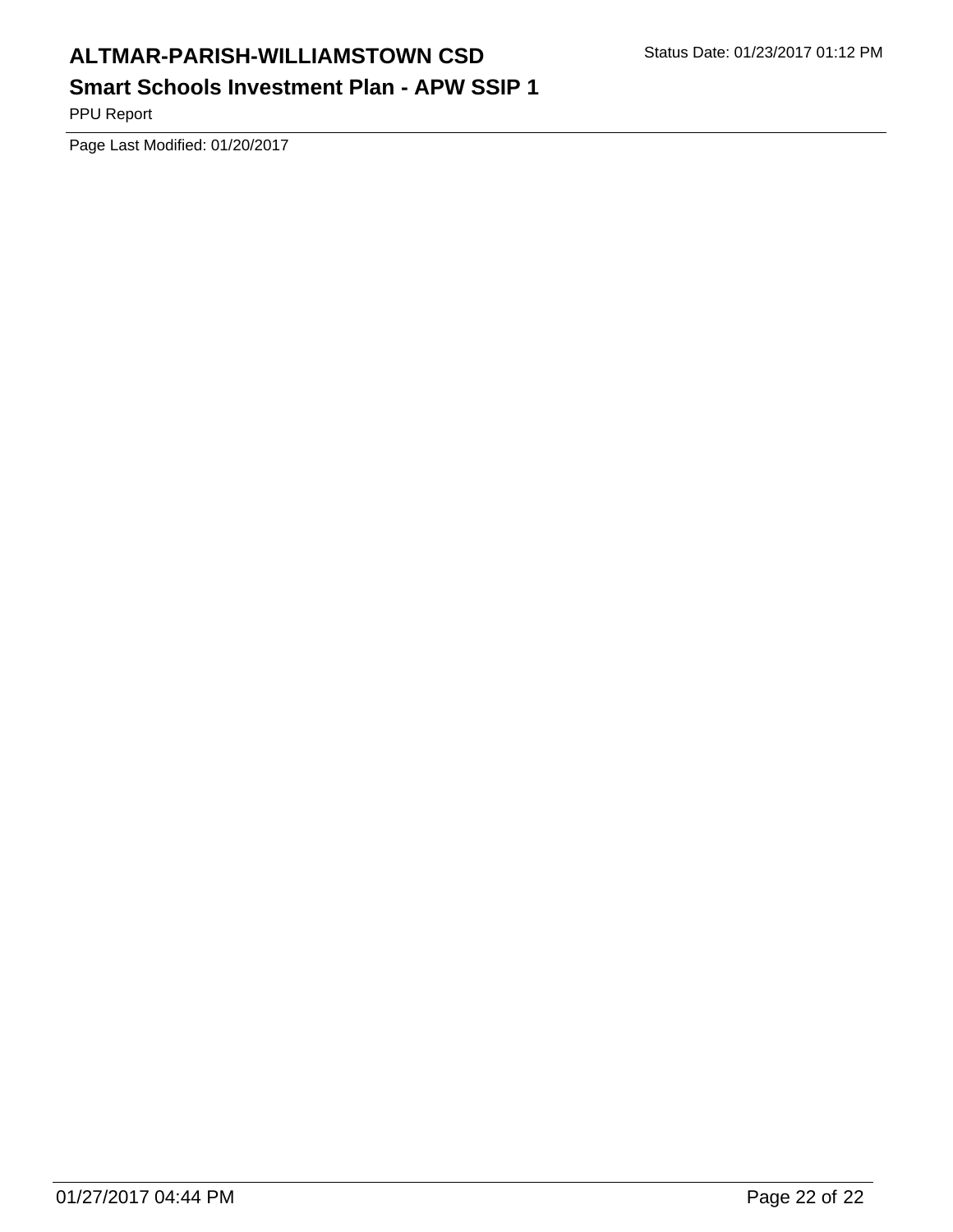Page Last Modified: 01/20/2017